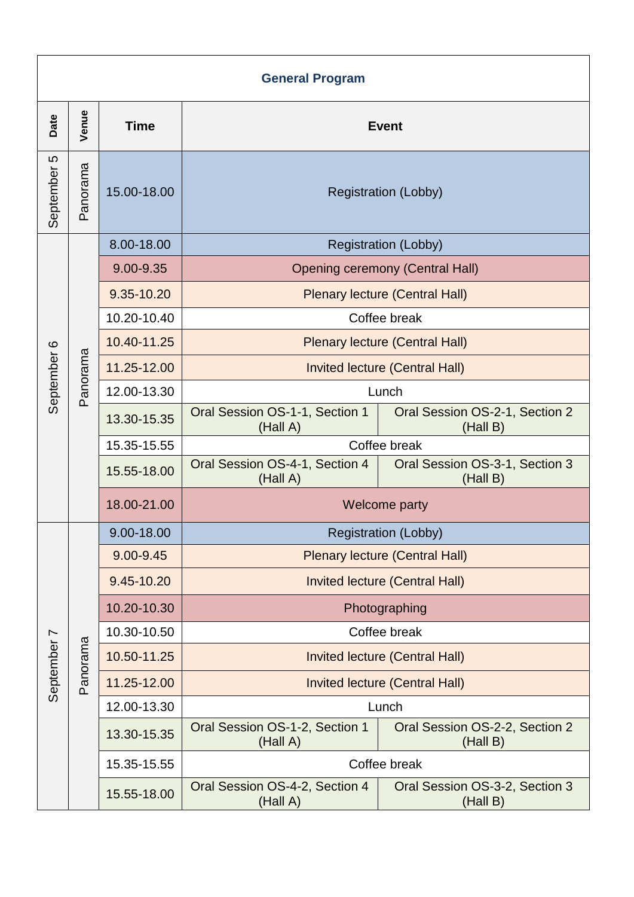| General Program | | | | |
|---|---|---|---|---|
| **Date** | **Venue** | **Time** | **Event** | |
| September 5 | Panorama | 15.00-18.00 | Registration (Lobby) | |
| September 6 | Panorama | 8.00-18.00 | Registration (Lobby) | |
| | | 9.00-9.35 | Opening ceremony (Central Hall) | |
| | | 9.35-10.20 | Plenary lecture (Central Hall) | |
| | | 10.20-10.40 | Coffee break | |
| | | 10.40-11.25 | Plenary lecture (Central Hall) | |
| | | 11.25-12.00 | Invited lecture (Central Hall) | |
| | | 12.00-13.30 | Lunch | |
| | | 13.30-15.35 | Oral Session OS-1-1, Section 1 (Hall A) | Oral Session OS-2-1, Section 2 (Hall B) |
| | | 15.35-15.55 | Coffee break | |
| | | 15.55-18.00 | Oral Session OS-4-1, Section 4 (Hall A) | Oral Session OS-3-1, Section 3 (Hall B) |
| | | 18.00-21.00 | Welcome party | |
| September 7 | Panorama | 9.00-18.00 | Registration (Lobby) | |
| | | 9.00-9.45 | Plenary lecture (Central Hall) | |
| | | 9.45-10.20 | Invited lecture (Central Hall) | |
| | | 10.20-10.30 | Photographing | |
| | | 10.30-10.50 | Coffee break | |
| | | 10.50-11.25 | Invited lecture (Central Hall) | |
| | | 11.25-12.00 | Invited lecture (Central Hall) | |
| | | 12.00-13.30 | Lunch | |
| | | 13.30-15.35 | Oral Session OS-1-2, Section 1 (Hall A) | Oral Session OS-2-2, Section 2 (Hall B) |
| | | 15.35-15.55 | Coffee break | |
| | | 15.55-18.00 | Oral Session OS-4-2, Section 4 (Hall A) | Oral Session OS-3-2, Section 3 (Hall B) |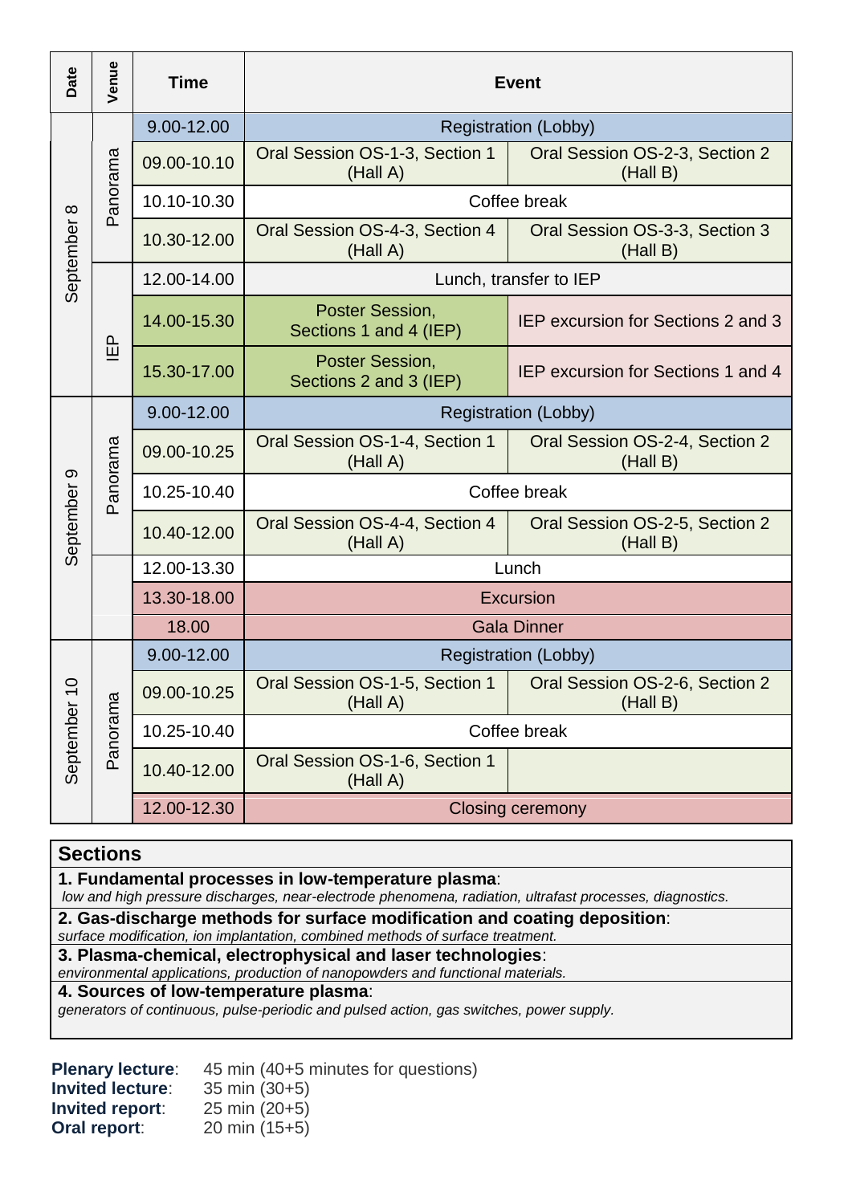| Date | Venue | Time | Event | |
|---|---|---|---|---|
| September 8 | | 9.00-12.00 | Registration (Lobby) | |
| | Panorama | 09.00-10.10 | Oral Session OS-1-3, Section 1 (Hall A) | Oral Session OS-2-3, Section 2 (Hall B) |
| | | 10.10-10.30 | Coffee break | |
| | | 10.30-12.00 | Oral Session OS-4-3, Section 4 (Hall A) | Oral Session OS-3-3, Section 3 (Hall B) |
| | IEP | 12.00-14.00 | Lunch, transfer to IEP | |
| | | 14.00-15.30 | Poster Session, Sections 1 and 4 (IEP) | IEP excursion for Sections 2 and 3 |
| | | 15.30-17.00 | Poster Session, Sections 2 and 3 (IEP) | IEP excursion for Sections 1 and 4 |
| September 9 | Panorama | 9.00-12.00 | Registration (Lobby) | |
| | | 09.00-10.25 | Oral Session OS-1-4, Section 1 (Hall A) | Oral Session OS-2-4, Section 2 (Hall B) |
| | | 10.25-10.40 | Coffee break | |
| | | 10.40-12.00 | Oral Session OS-4-4, Section 4 (Hall A) | Oral Session OS-2-5, Section 2 (Hall B) |
| | | 12.00-13.30 | Lunch | |
| | | 13.30-18.00 | Excursion | |
| | | 18.00 | Gala Dinner | |
| September 10 | Panorama | 9.00-12.00 | Registration (Lobby) | |
| | | 09.00-10.25 | Oral Session OS-1-5, Section 1 (Hall A) | Oral Session OS-2-6, Section 2 (Hall B) |
| | | 10.25-10.40 | Coffee break | |
| | | 10.40-12.00 | Oral Session OS-1-6, Section 1 (Hall A) | |
| | | 12.00-12.30 | Closing ceremony | |

## Sections

**1. Fundamental processes in low-temperature plasma**:
*low and high pressure discharges, near-electrode phenomena, radiation, ultrafast processes, diagnostics.*

**2. Gas-discharge methods for surface modification and coating deposition**:
*surface modification, ion implantation, combined methods of surface treatment.*

**3. Plasma-chemical, electrophysical and laser technologies**:
*environmental applications, production of nanopowders and functional materials.*

**4. Sources of low-temperature plasma**:
*generators of continuous, pulse-periodic and pulsed action, gas switches, power supply.*

**Plenary lecture**: 45 min (40+5 minutes for questions)
**Invited lecture**: 35 min (30+5)
**Invited report**: 25 min (20+5)
**Oral report**: 20 min (15+5)